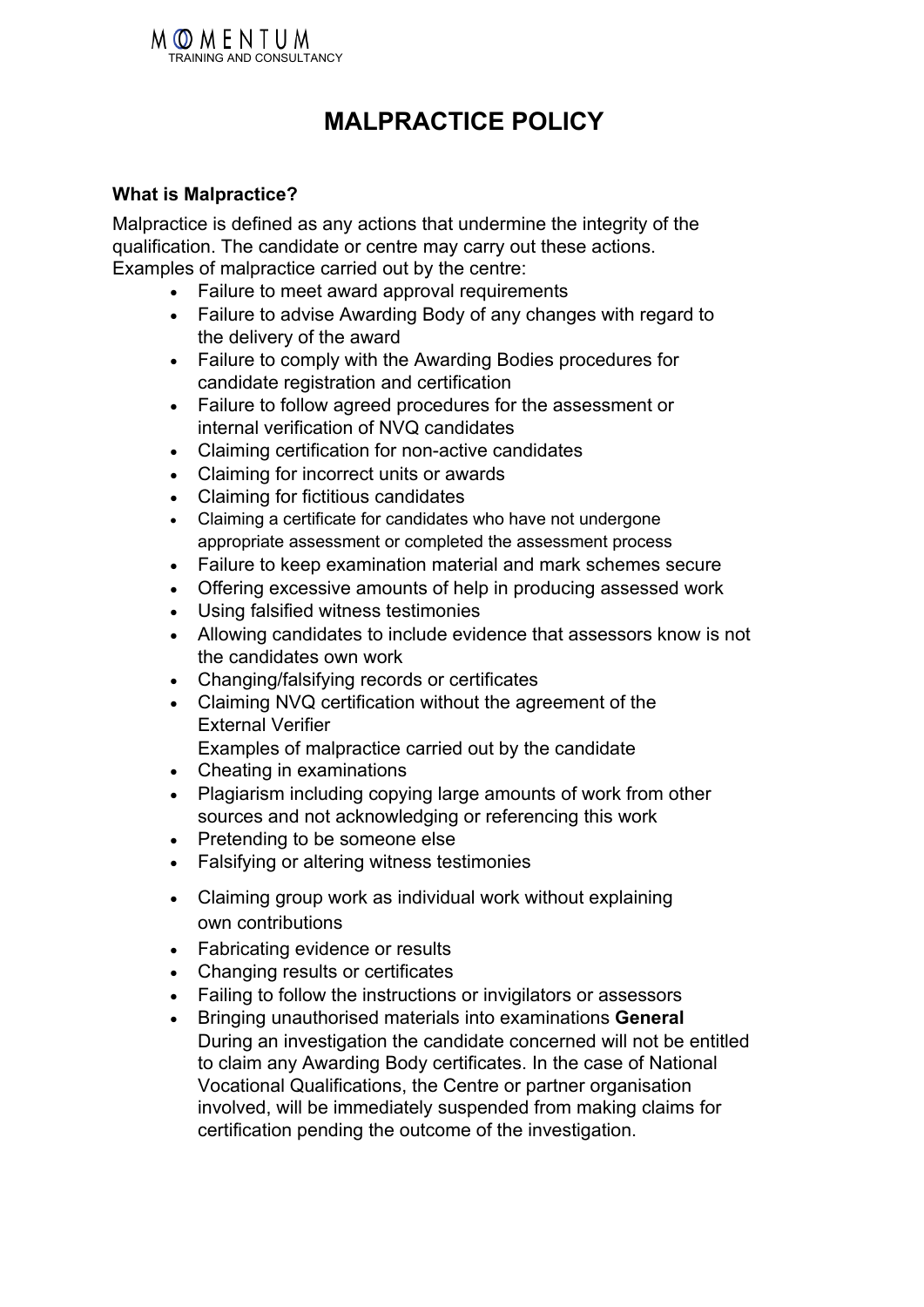# MALPRACTICE POLICY

### What is Malpractice?

Malpractice is defined as any actions that undermine the integrity of the qualification. The candidate or centre may carry out these actions.
Examples of malpractice carried out by the centre:

- Failure to meet award approval requirements
- Failure to advise Awarding Body of any changes with regard to the delivery of the award
- Failure to comply with the Awarding Bodies procedures for candidate registration and certification
- Failure to follow agreed procedures for the assessment or internal verification of NVQ candidates
- Claiming certification for non-active candidates
- Claiming for incorrect units or awards
- Claiming for fictitious candidates
- Claiming a certificate for candidates who have not undergone appropriate assessment or completed the assessment process
- Failure to keep examination material and mark schemes secure
- Offering excessive amounts of help in producing assessed work
- Using falsified witness testimonies
- Allowing candidates to include evidence that assessors know is not the candidates own work
- Changing/falsifying records or certificates
- Claiming NVQ certification without the agreement of the External Verifier

Examples of malpractice carried out by the candidate

- Cheating in examinations
- Plagiarism including copying large amounts of work from other sources and not acknowledging or referencing this work
- Pretending to be someone else
- Falsifying or altering witness testimonies
- Claiming group work as individual work without explaining own contributions
- Fabricating evidence or results
- Changing results or certificates
- Failing to follow the instructions or invigilators or assessors
- Bringing unauthorised materials into examinations

**General**

During an investigation the candidate concerned will not be entitled to claim any Awarding Body certificates. In the case of National Vocational Qualifications, the Centre or partner organisation involved, will be immediately suspended from making claims for certification pending the outcome of the investigation.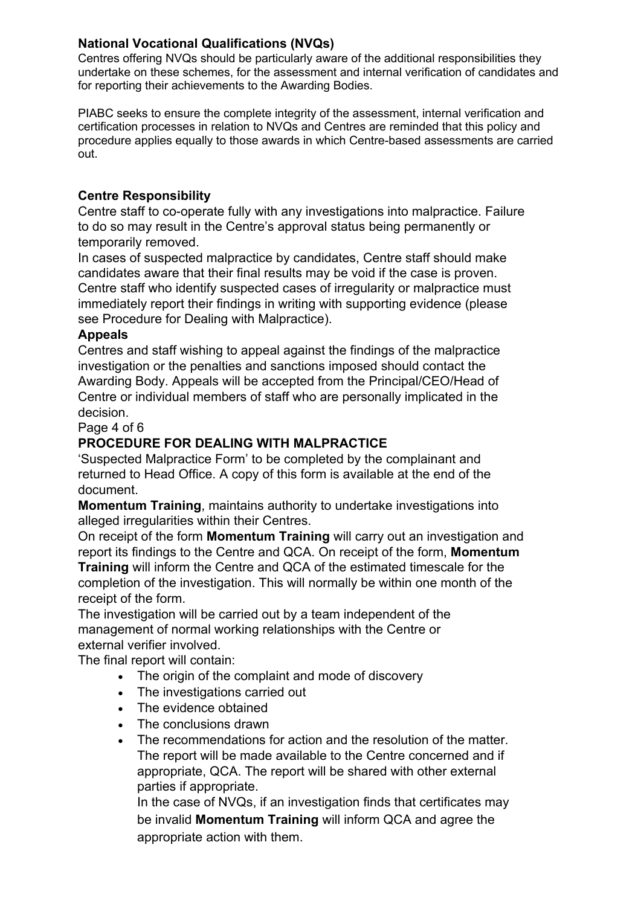**National Vocational Qualifications (NVQs)**

Centres offering NVQs should be particularly aware of the additional responsibilities they undertake on these schemes, for the assessment and internal verification of candidates and for reporting their achievements to the Awarding Bodies.

PIABC seeks to ensure the complete integrity of the assessment, internal verification and certification processes in relation to NVQs and Centres are reminded that this policy and procedure applies equally to those awards in which Centre-based assessments are carried out.

**Centre Responsibility**

Centre staff to co-operate fully with any investigations into malpractice. Failure to do so may result in the Centre's approval status being permanently or temporarily removed.

In cases of suspected malpractice by candidates, Centre staff should make candidates aware that their final results may be void if the case is proven.

Centre staff who identify suspected cases of irregularity or malpractice must immediately report their findings in writing with supporting evidence (please see Procedure for Dealing with Malpractice).

**Appeals**

Centres and staff wishing to appeal against the findings of the malpractice investigation or the penalties and sanctions imposed should contact the Awarding Body. Appeals will be accepted from the Principal/CEO/Head of Centre or individual members of staff who are personally implicated in the decision.

**PROCEDURE FOR DEALING WITH MALPRACTICE**

'Suspected Malpractice Form' to be completed by the complainant and returned to Head Office. A copy of this form is available at the end of the document.

**Momentum Training**, maintains authority to undertake investigations into alleged irregularities within their Centres.

On receipt of the form **Momentum Training** will carry out an investigation and report its findings to the Centre and QCA. On receipt of the form, **Momentum Training** will inform the Centre and QCA of the estimated timescale for the completion of the investigation. This will normally be within one month of the receipt of the form.

The investigation will be carried out by a team independent of the management of normal working relationships with the Centre or external verifier involved.

The final report will contain:

- The origin of the complaint and mode of discovery
- The investigations carried out
- The evidence obtained
- The conclusions drawn
- The recommendations for action and the resolution of the matter. The report will be made available to the Centre concerned and if appropriate, QCA. The report will be shared with other external parties if appropriate.

  In the case of NVQs, if an investigation finds that certificates may be invalid **Momentum Training** will inform QCA and agree the appropriate action with them.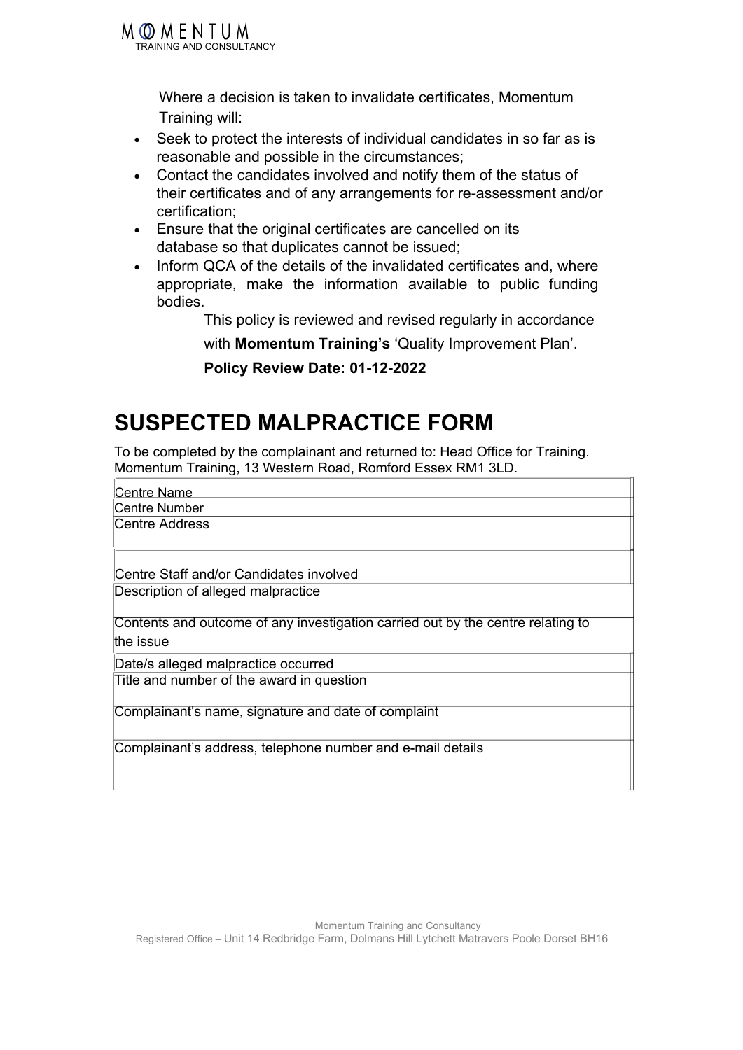Where a decision is taken to invalidate certificates, Momentum Training will:

- Seek to protect the interests of individual candidates in so far as is reasonable and possible in the circumstances;
- Contact the candidates involved and notify them of the status of their certificates and of any arrangements for re-assessment and/or certification;
- Ensure that the original certificates are cancelled on its database so that duplicates cannot be issued;
- Inform QCA of the details of the invalidated certificates and, where appropriate, make the information available to public funding bodies.

This policy is reviewed and revised regularly in accordance with **Momentum Training's** 'Quality Improvement Plan'.

**Policy Review Date: 01-12-2022**

# SUSPECTED MALPRACTICE FORM

To be completed by the complainant and returned to: Head Office for Training. Momentum Training, 13 Western Road, Romford Essex RM1 3LD.

| |
|---|
| Centre Name |
| Centre Number |
| Centre Address |
| Centre Staff and/or Candidates involved |
| Description of alleged malpractice |
| Contents and outcome of any investigation carried out by the centre relating to the issue |
| Date/s alleged malpractice occurred |
| Title and number of the award in question |
| Complainant's name, signature and date of complaint |
| Complainant's address, telephone number and e-mail details |